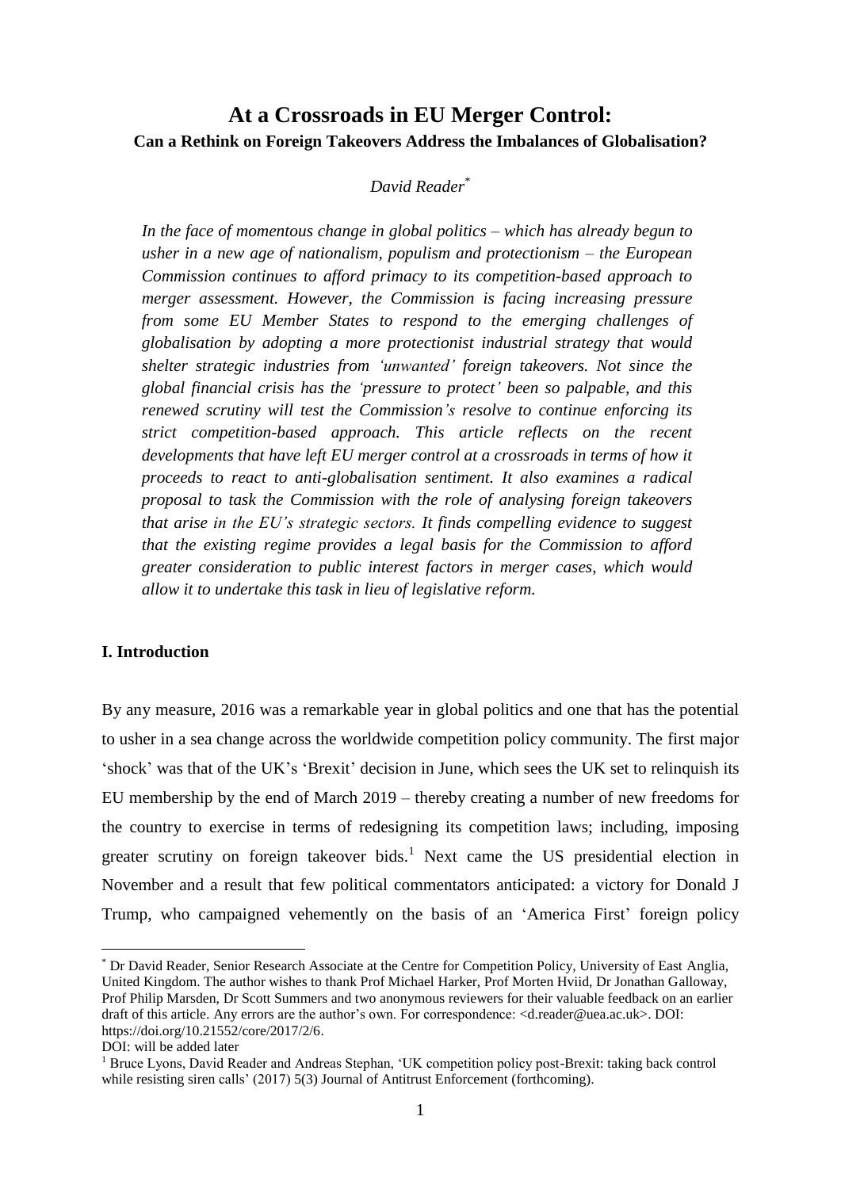# At a Crossroads in EU Merger Control:

## Can a Rethink on Foreign Takeovers Address the Imbalances of Globalisation?

*David Reader*[*]

*In the face of momentous change in global politics – which has already begun to usher in a new age of nationalism, populism and protectionism – the European Commission continues to afford primacy to its competition-based approach to merger assessment. However, the Commission is facing increasing pressure from some EU Member States to respond to the emerging challenges of globalisation by adopting a more protectionist industrial strategy that would shelter strategic industries from 'unwanted' foreign takeovers. Not since the global financial crisis has the 'pressure to protect' been so palpable, and this renewed scrutiny will test the Commission's resolve to continue enforcing its strict competition-based approach. This article reflects on the recent developments that have left EU merger control at a crossroads in terms of how it proceeds to react to anti-globalisation sentiment. It also examines a radical proposal to task the Commission with the role of analysing foreign takeovers that arise in the EU's strategic sectors. It finds compelling evidence to suggest that the existing regime provides a legal basis for the Commission to afford greater consideration to public interest factors in merger cases, which would allow it to undertake this task in lieu of legislative reform.*

### I. Introduction

By any measure, 2016 was a remarkable year in global politics and one that has the potential to usher in a sea change across the worldwide competition policy community. The first major 'shock' was that of the UK's 'Brexit' decision in June, which sees the UK set to relinquish its EU membership by the end of March 2019 – thereby creating a number of new freedoms for the country to exercise in terms of redesigning its competition laws; including, imposing greater scrutiny on foreign takeover bids.[1] Next came the US presidential election in November and a result that few political commentators anticipated: a victory for Donald J Trump, who campaigned vehemently on the basis of an 'America First' foreign policy

---

[*] Dr David Reader, Senior Research Associate at the Centre for Competition Policy, University of East Anglia, United Kingdom. The author wishes to thank Prof Michael Harker, Prof Morten Hviid, Dr Jonathan Galloway, Prof Philip Marsden, Dr Scott Summers and two anonymous reviewers for their valuable feedback on an earlier draft of this article. Any errors are the author's own. For correspondence: <d.reader@uea.ac.uk>. DOI: https://doi.org/10.21552/core/2017/2/6.

DOI: will be added later

[1] Bruce Lyons, David Reader and Andreas Stephan, 'UK competition policy post-Brexit: taking back control while resisting siren calls' (2017) 5(3) Journal of Antitrust Enforcement (forthcoming).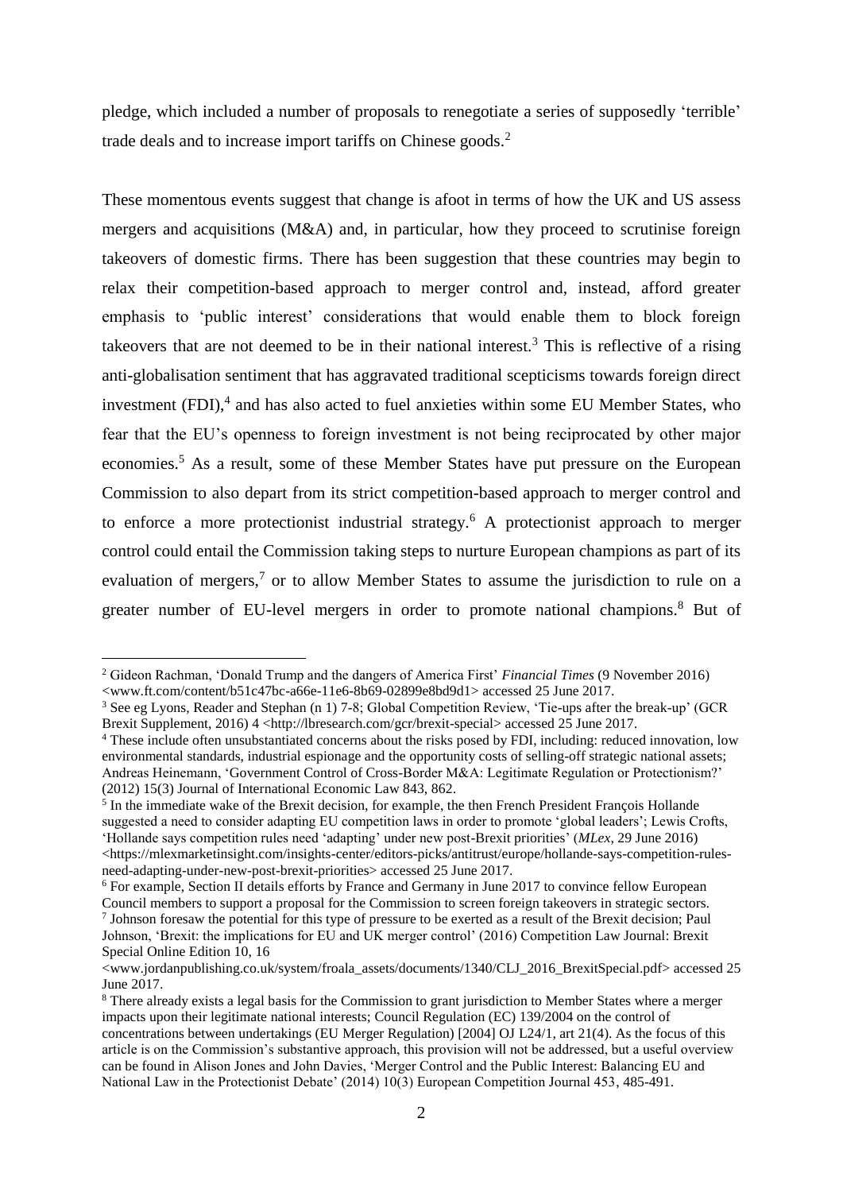pledge, which included a number of proposals to renegotiate a series of supposedly 'terrible' trade deals and to increase import tariffs on Chinese goods.[2]

These momentous events suggest that change is afoot in terms of how the UK and US assess mergers and acquisitions (M&A) and, in particular, how they proceed to scrutinise foreign takeovers of domestic firms. There has been suggestion that these countries may begin to relax their competition-based approach to merger control and, instead, afford greater emphasis to 'public interest' considerations that would enable them to block foreign takeovers that are not deemed to be in their national interest.[3] This is reflective of a rising anti-globalisation sentiment that has aggravated traditional scepticisms towards foreign direct investment (FDI),[4] and has also acted to fuel anxieties within some EU Member States, who fear that the EU's openness to foreign investment is not being reciprocated by other major economies.[5] As a result, some of these Member States have put pressure on the European Commission to also depart from its strict competition-based approach to merger control and to enforce a more protectionist industrial strategy.[6] A protectionist approach to merger control could entail the Commission taking steps to nurture European champions as part of its evaluation of mergers,[7] or to allow Member States to assume the jurisdiction to rule on a greater number of EU-level mergers in order to promote national champions.[8] But of

---

[2] Gideon Rachman, 'Donald Trump and the dangers of America First' *Financial Times* (9 November 2016) <www.ft.com/content/b51c47bc-a66e-11e6-8b69-02899e8bd9d1> accessed 25 June 2017.

[3] See eg Lyons, Reader and Stephan (n 1) 7-8; Global Competition Review, 'Tie-ups after the break-up' (GCR Brexit Supplement, 2016) 4 <http://lbresearch.com/gcr/brexit-special> accessed 25 June 2017.

[4] These include often unsubstantiated concerns about the risks posed by FDI, including: reduced innovation, low environmental standards, industrial espionage and the opportunity costs of selling-off strategic national assets; Andreas Heinemann, 'Government Control of Cross-Border M&A: Legitimate Regulation or Protectionism?' (2012) 15(3) Journal of International Economic Law 843, 862.

[5] In the immediate wake of the Brexit decision, for example, the then French President François Hollande suggested a need to consider adapting EU competition laws in order to promote 'global leaders'; Lewis Crofts, 'Hollande says competition rules need 'adapting' under new post-Brexit priorities' (*MLex*, 29 June 2016) <https://mlexmarketinsight.com/insights-center/editors-picks/antitrust/europe/hollande-says-competition-rules-need-adapting-under-new-post-brexit-priorities> accessed 25 June 2017.

[6] For example, Section II details efforts by France and Germany in June 2017 to convince fellow European Council members to support a proposal for the Commission to screen foreign takeovers in strategic sectors.

[7] Johnson foresaw the potential for this type of pressure to be exerted as a result of the Brexit decision; Paul Johnson, 'Brexit: the implications for EU and UK merger control' (2016) Competition Law Journal: Brexit Special Online Edition 10, 16 <www.jordanpublishing.co.uk/system/froala_assets/documents/1340/CLJ_2016_BrexitSpecial.pdf> accessed 25 June 2017.

[8] There already exists a legal basis for the Commission to grant jurisdiction to Member States where a merger impacts upon their legitimate national interests; Council Regulation (EC) 139/2004 on the control of concentrations between undertakings (EU Merger Regulation) [2004] OJ L24/1, art 21(4). As the focus of this article is on the Commission's substantive approach, this provision will not be addressed, but a useful overview can be found in Alison Jones and John Davies, 'Merger Control and the Public Interest: Balancing EU and National Law in the Protectionist Debate' (2014) 10(3) European Competition Journal 453, 485-491.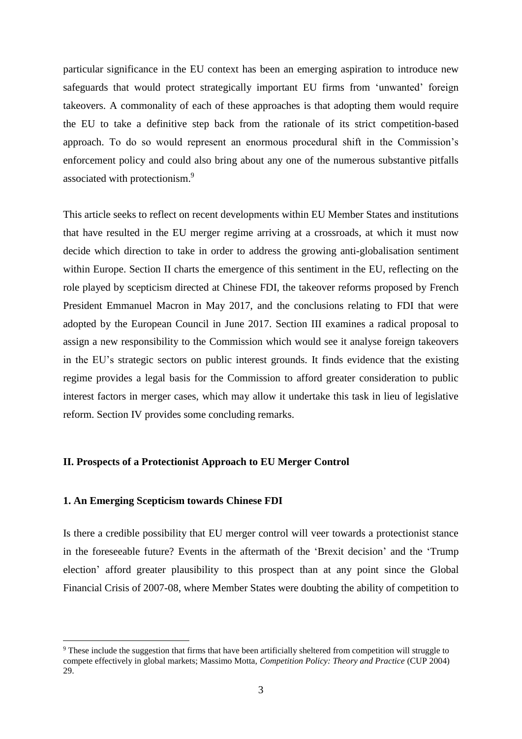particular significance in the EU context has been an emerging aspiration to introduce new safeguards that would protect strategically important EU firms from 'unwanted' foreign takeovers. A commonality of each of these approaches is that adopting them would require the EU to take a definitive step back from the rationale of its strict competition-based approach. To do so would represent an enormous procedural shift in the Commission's enforcement policy and could also bring about any one of the numerous substantive pitfalls associated with protectionism.[9]

This article seeks to reflect on recent developments within EU Member States and institutions that have resulted in the EU merger regime arriving at a crossroads, at which it must now decide which direction to take in order to address the growing anti-globalisation sentiment within Europe. Section II charts the emergence of this sentiment in the EU, reflecting on the role played by scepticism directed at Chinese FDI, the takeover reforms proposed by French President Emmanuel Macron in May 2017, and the conclusions relating to FDI that were adopted by the European Council in June 2017. Section III examines a radical proposal to assign a new responsibility to the Commission which would see it analyse foreign takeovers in the EU's strategic sectors on public interest grounds. It finds evidence that the existing regime provides a legal basis for the Commission to afford greater consideration to public interest factors in merger cases, which may allow it undertake this task in lieu of legislative reform. Section IV provides some concluding remarks.

## II. Prospects of a Protectionist Approach to EU Merger Control

### 1. An Emerging Scepticism towards Chinese FDI

Is there a credible possibility that EU merger control will veer towards a protectionist stance in the foreseeable future? Events in the aftermath of the 'Brexit decision' and the 'Trump election' afford greater plausibility to this prospect than at any point since the Global Financial Crisis of 2007-08, where Member States were doubting the ability of competition to

[9] These include the suggestion that firms that have been artificially sheltered from competition will struggle to compete effectively in global markets; Massimo Motta, *Competition Policy: Theory and Practice* (CUP 2004) 29.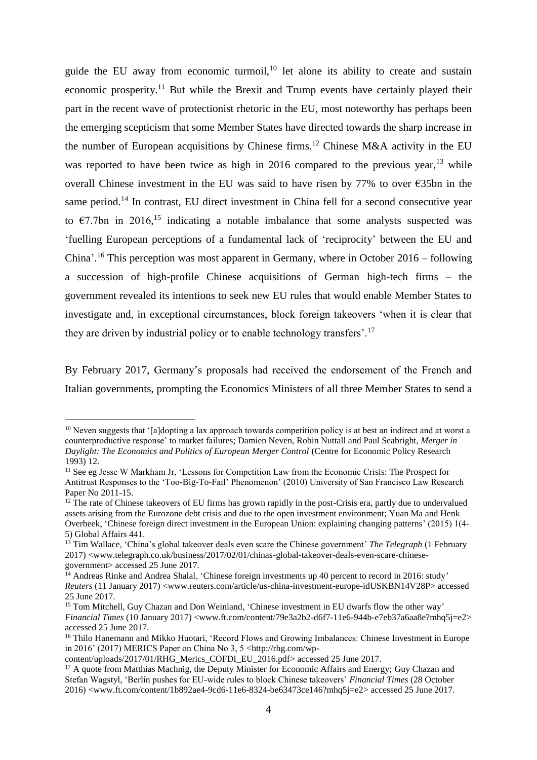guide the EU away from economic turmoil,[10] let alone its ability to create and sustain economic prosperity.[11] But while the Brexit and Trump events have certainly played their part in the recent wave of protectionist rhetoric in the EU, most noteworthy has perhaps been the emerging scepticism that some Member States have directed towards the sharp increase in the number of European acquisitions by Chinese firms.[12] Chinese M&A activity in the EU was reported to have been twice as high in 2016 compared to the previous year,[13] while overall Chinese investment in the EU was said to have risen by 77% to over €35bn in the same period.[14] In contrast, EU direct investment in China fell for a second consecutive year to €7.7bn in 2016,[15] indicating a notable imbalance that some analysts suspected was 'fuelling European perceptions of a fundamental lack of 'reciprocity' between the EU and China'.[16] This perception was most apparent in Germany, where in October 2016 – following a succession of high-profile Chinese acquisitions of German high-tech firms – the government revealed its intentions to seek new EU rules that would enable Member States to investigate and, in exceptional circumstances, block foreign takeovers 'when it is clear that they are driven by industrial policy or to enable technology transfers'.[17]

By February 2017, Germany's proposals had received the endorsement of the French and Italian governments, prompting the Economics Ministers of all three Member States to send a

---

[10] Neven suggests that '[a]dopting a lax approach towards competition policy is at best an indirect and at worst a counterproductive response' to market failures; Damien Neven, Robin Nuttall and Paul Seabright, *Merger in Daylight: The Economics and Politics of European Merger Control* (Centre for Economic Policy Research 1993) 12.

[11] See eg Jesse W Markham Jr, 'Lessons for Competition Law from the Economic Crisis: The Prospect for Antitrust Responses to the 'Too-Big-To-Fail' Phenomenon' (2010) University of San Francisco Law Research Paper No 2011-15.

[12] The rate of Chinese takeovers of EU firms has grown rapidly in the post-Crisis era, partly due to undervalued assets arising from the Eurozone debt crisis and due to the open investment environment; Yuan Ma and Henk Overbeek, 'Chinese foreign direct investment in the European Union: explaining changing patterns' (2015) 1(4-5) Global Affairs 441.

[13] Tim Wallace, 'China's global takeover deals even scare the Chinese government' *The Telegraph* (1 February 2017) <www.telegraph.co.uk/business/2017/02/01/chinas-global-takeover-deals-even-scare-chinese-government> accessed 25 June 2017.

[14] Andreas Rinke and Andrea Shalal, 'Chinese foreign investments up 40 percent to record in 2016: study' *Reuters* (11 January 2017) <www.reuters.com/article/us-china-investment-europe-idUSKBN14V28P> accessed 25 June 2017.

[15] Tom Mitchell, Guy Chazan and Don Weinland, 'Chinese investment in EU dwarfs flow the other way' *Financial Times* (10 January 2017) <www.ft.com/content/79e3a2b2-d6f7-11e6-944b-e7eb37a6aa8e?mhq5j=e2> accessed 25 June 2017.

[16] Thilo Hanemann and Mikko Huotari, 'Record Flows and Growing Imbalances: Chinese Investment in Europe in 2016' (2017) MERICS Paper on China No 3, 5 <http://rhg.com/wp-content/uploads/2017/01/RHG_Merics_COFDI_EU_2016.pdf> accessed 25 June 2017.

[17] A quote from Matthias Machnig, the Deputy Minister for Economic Affairs and Energy; Guy Chazan and Stefan Wagstyl, 'Berlin pushes for EU-wide rules to block Chinese takeovers' *Financial Times* (28 October 2016) <www.ft.com/content/1b892ae4-9cd6-11e6-8324-be63473ce146?mhq5j=e2> accessed 25 June 2017.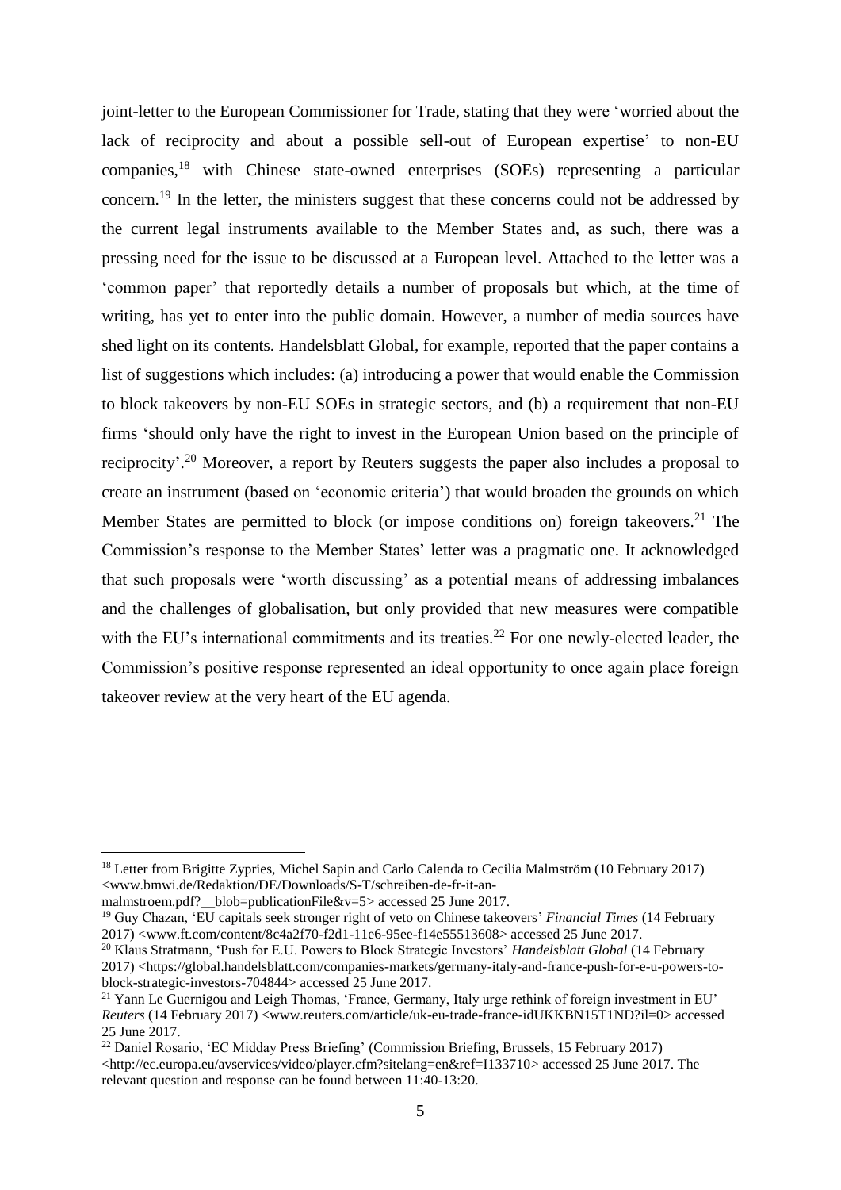joint-letter to the European Commissioner for Trade, stating that they were 'worried about the lack of reciprocity and about a possible sell-out of European expertise' to non-EU companies,[18] with Chinese state-owned enterprises (SOEs) representing a particular concern.[19] In the letter, the ministers suggest that these concerns could not be addressed by the current legal instruments available to the Member States and, as such, there was a pressing need for the issue to be discussed at a European level. Attached to the letter was a 'common paper' that reportedly details a number of proposals but which, at the time of writing, has yet to enter into the public domain. However, a number of media sources have shed light on its contents. Handelsblatt Global, for example, reported that the paper contains a list of suggestions which includes: (a) introducing a power that would enable the Commission to block takeovers by non-EU SOEs in strategic sectors, and (b) a requirement that non-EU firms 'should only have the right to invest in the European Union based on the principle of reciprocity'.[20] Moreover, a report by Reuters suggests the paper also includes a proposal to create an instrument (based on 'economic criteria') that would broaden the grounds on which Member States are permitted to block (or impose conditions on) foreign takeovers.[21] The Commission's response to the Member States' letter was a pragmatic one. It acknowledged that such proposals were 'worth discussing' as a potential means of addressing imbalances and the challenges of globalisation, but only provided that new measures were compatible with the EU's international commitments and its treaties.[22] For one newly-elected leader, the Commission's positive response represented an ideal opportunity to once again place foreign takeover review at the very heart of the EU agenda.

---

[18] Letter from Brigitte Zypries, Michel Sapin and Carlo Calenda to Cecilia Malmström (10 February 2017) <www.bmwi.de/Redaktion/DE/Downloads/S-T/schreiben-de-fr-it-an-malmstroem.pdf?__blob=publicationFile&v=5> accessed 25 June 2017.

[19] Guy Chazan, 'EU capitals seek stronger right of veto on Chinese takeovers' *Financial Times* (14 February 2017) <www.ft.com/content/8c4a2f70-f2d1-11e6-95ee-f14e55513608> accessed 25 June 2017.

[20] Klaus Stratmann, 'Push for E.U. Powers to Block Strategic Investors' *Handelsblatt Global* (14 February 2017) <https://global.handelsblatt.com/companies-markets/germany-italy-and-france-push-for-e-u-powers-to-block-strategic-investors-704844> accessed 25 June 2017.

[21] Yann Le Guernigou and Leigh Thomas, 'France, Germany, Italy urge rethink of foreign investment in EU' *Reuters* (14 February 2017) <www.reuters.com/article/uk-eu-trade-france-idUKKBN15T1ND?il=0> accessed 25 June 2017.

[22] Daniel Rosario, 'EC Midday Press Briefing' (Commission Briefing, Brussels, 15 February 2017) <http://ec.europa.eu/avservices/video/player.cfm?sitelang=en&ref=I133710> accessed 25 June 2017. The relevant question and response can be found between 11:40-13:20.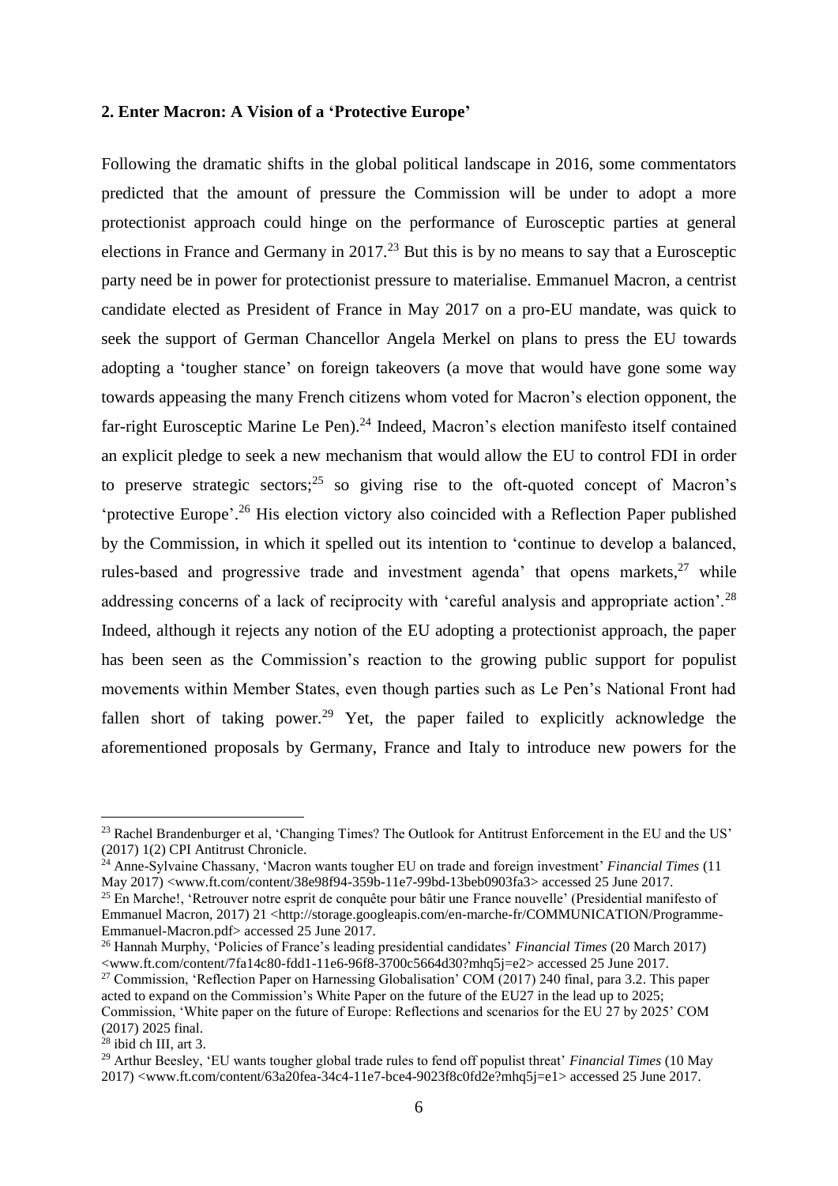**2. Enter Macron: A Vision of a 'Protective Europe'**

Following the dramatic shifts in the global political landscape in 2016, some commentators predicted that the amount of pressure the Commission will be under to adopt a more protectionist approach could hinge on the performance of Eurosceptic parties at general elections in France and Germany in 2017.[23] But this is by no means to say that a Eurosceptic party need be in power for protectionist pressure to materialise. Emmanuel Macron, a centrist candidate elected as President of France in May 2017 on a pro-EU mandate, was quick to seek the support of German Chancellor Angela Merkel on plans to press the EU towards adopting a 'tougher stance' on foreign takeovers (a move that would have gone some way towards appeasing the many French citizens whom voted for Macron's election opponent, the far-right Eurosceptic Marine Le Pen).[24] Indeed, Macron's election manifesto itself contained an explicit pledge to seek a new mechanism that would allow the EU to control FDI in order to preserve strategic sectors;[25] so giving rise to the oft-quoted concept of Macron's 'protective Europe'.[26] His election victory also coincided with a Reflection Paper published by the Commission, in which it spelled out its intention to 'continue to develop a balanced, rules-based and progressive trade and investment agenda' that opens markets,[27] while addressing concerns of a lack of reciprocity with 'careful analysis and appropriate action'.[28] Indeed, although it rejects any notion of the EU adopting a protectionist approach, the paper has been seen as the Commission's reaction to the growing public support for populist movements within Member States, even though parties such as Le Pen's National Front had fallen short of taking power.[29] Yet, the paper failed to explicitly acknowledge the aforementioned proposals by Germany, France and Italy to introduce new powers for the

---

[23] Rachel Brandenburger et al, 'Changing Times? The Outlook for Antitrust Enforcement in the EU and the US' (2017) 1(2) CPI Antitrust Chronicle.

[24] Anne-Sylvaine Chassany, 'Macron wants tougher EU on trade and foreign investment' *Financial Times* (11 May 2017) <www.ft.com/content/38e98f94-359b-11e7-99bd-13beb0903fa3> accessed 25 June 2017.

[25] En Marche!, 'Retrouver notre esprit de conquête pour bâtir une France nouvelle' (Presidential manifesto of Emmanuel Macron, 2017) 21 <http://storage.googleapis.com/en-marche-fr/COMMUNICATION/Programme-Emmanuel-Macron.pdf> accessed 25 June 2017.

[26] Hannah Murphy, 'Policies of France's leading presidential candidates' *Financial Times* (20 March 2017) <www.ft.com/content/7fa14c80-fdd1-11e6-96f8-3700c5664d30?mhq5j=e2> accessed 25 June 2017.

[27] Commission, 'Reflection Paper on Harnessing Globalisation' COM (2017) 240 final, para 3.2. This paper acted to expand on the Commission's White Paper on the future of the EU27 in the lead up to 2025; Commission, 'White paper on the future of Europe: Reflections and scenarios for the EU 27 by 2025' COM (2017) 2025 final.

[28] ibid ch III, art 3.

[29] Arthur Beesley, 'EU wants tougher global trade rules to fend off populist threat' *Financial Times* (10 May 2017) <www.ft.com/content/63a20fea-34c4-11e7-bce4-9023f8c0fd2e?mhq5j=e1> accessed 25 June 2017.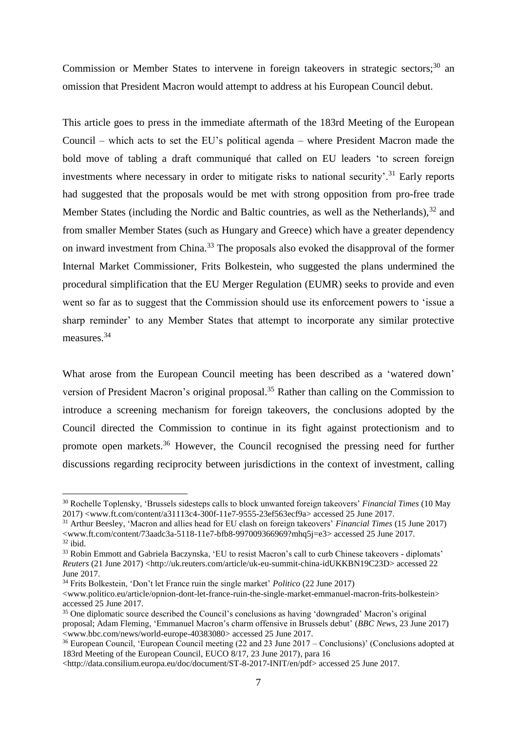Commission or Member States to intervene in foreign takeovers in strategic sectors;[30] an omission that President Macron would attempt to address at his European Council debut.

This article goes to press in the immediate aftermath of the 183rd Meeting of the European Council – which acts to set the EU's political agenda – where President Macron made the bold move of tabling a draft communiqué that called on EU leaders 'to screen foreign investments where necessary in order to mitigate risks to national security'.[31] Early reports had suggested that the proposals would be met with strong opposition from pro-free trade Member States (including the Nordic and Baltic countries, as well as the Netherlands),[32] and from smaller Member States (such as Hungary and Greece) which have a greater dependency on inward investment from China.[33] The proposals also evoked the disapproval of the former Internal Market Commissioner, Frits Bolkestein, who suggested the plans undermined the procedural simplification that the EU Merger Regulation (EUMR) seeks to provide and even went so far as to suggest that the Commission should use its enforcement powers to 'issue a sharp reminder' to any Member States that attempt to incorporate any similar protective measures.[34]

What arose from the European Council meeting has been described as a 'watered down' version of President Macron's original proposal.[35] Rather than calling on the Commission to introduce a screening mechanism for foreign takeovers, the conclusions adopted by the Council directed the Commission to continue in its fight against protectionism and to promote open markets.[36] However, the Council recognised the pressing need for further discussions regarding reciprocity between jurisdictions in the context of investment, calling

---

[30] Rochelle Toplensky, 'Brussels sidesteps calls to block unwanted foreign takeovers' *Financial Times* (10 May 2017) <www.ft.com/content/a31113c4-300f-11e7-9555-23ef563ecf9a> accessed 25 June 2017.

[31] Arthur Beesley, 'Macron and allies head for EU clash on foreign takeovers' *Financial Times* (15 June 2017) <www.ft.com/content/73aadc3a-5118-11e7-bfb8-997009366969?mhq5j=e3> accessed 25 June 2017.

[32] ibid.

[33] Robin Emmott and Gabriela Baczynska, 'EU to resist Macron's call to curb Chinese takeovers - diplomats' *Reuters* (21 June 2017) <http://uk.reuters.com/article/uk-eu-summit-china-idUKKBN19C23D> accessed 22 June 2017.

[34] Frits Bolkestein, 'Don't let France ruin the single market' *Politico* (22 June 2017) <www.politico.eu/article/opnion-dont-let-france-ruin-the-single-market-emmanuel-macron-frits-bolkestein> accessed 25 June 2017.

[35] One diplomatic source described the Council's conclusions as having 'downgraded' Macron's original proposal; Adam Fleming, 'Emmanuel Macron's charm offensive in Brussels debut' (*BBC News*, 23 June 2017) <www.bbc.com/news/world-europe-40383080> accessed 25 June 2017.

[36] European Council, 'European Council meeting (22 and 23 June 2017 – Conclusions)' (Conclusions adopted at 183rd Meeting of the European Council, EUCO 8/17, 23 June 2017), para 16 <http://data.consilium.europa.eu/doc/document/ST-8-2017-INIT/en/pdf> accessed 25 June 2017.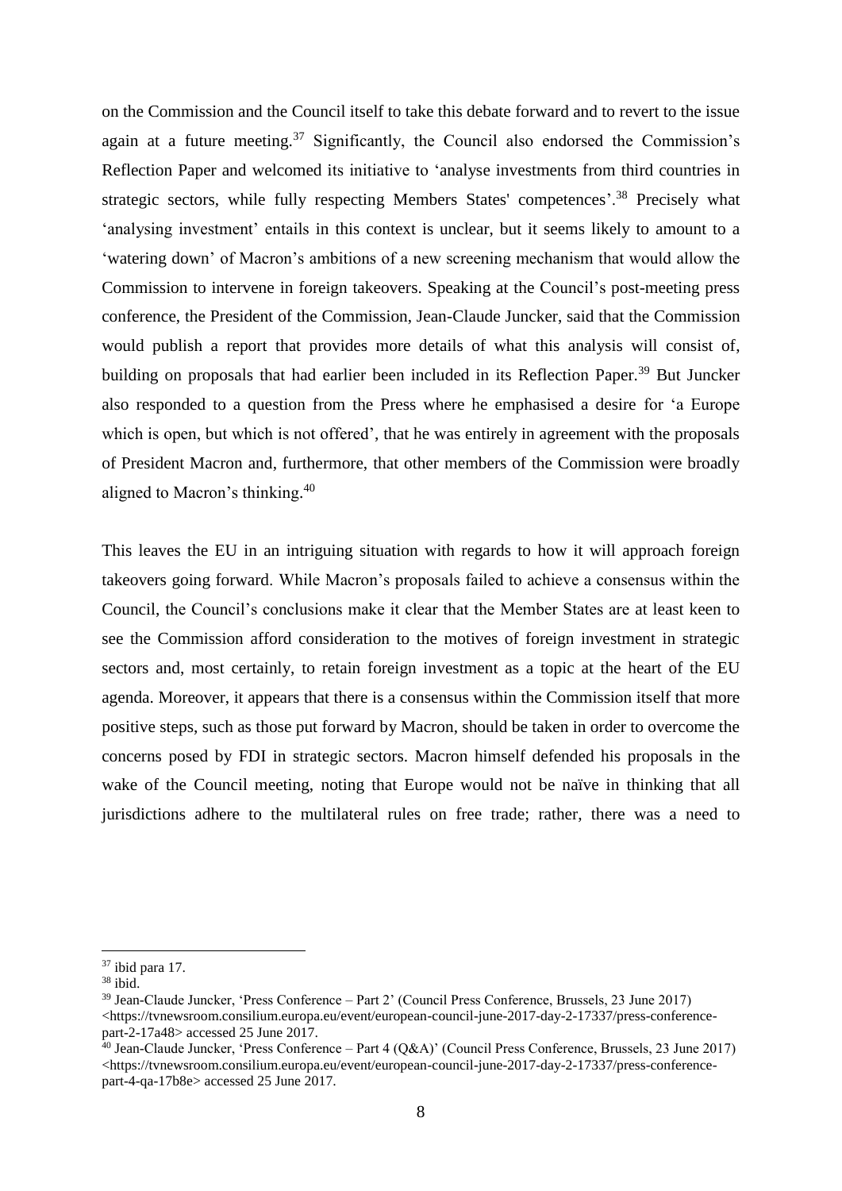on the Commission and the Council itself to take this debate forward and to revert to the issue again at a future meeting.[37] Significantly, the Council also endorsed the Commission's Reflection Paper and welcomed its initiative to 'analyse investments from third countries in strategic sectors, while fully respecting Members States' competences'.[38] Precisely what 'analysing investment' entails in this context is unclear, but it seems likely to amount to a 'watering down' of Macron's ambitions of a new screening mechanism that would allow the Commission to intervene in foreign takeovers. Speaking at the Council's post-meeting press conference, the President of the Commission, Jean-Claude Juncker, said that the Commission would publish a report that provides more details of what this analysis will consist of, building on proposals that had earlier been included in its Reflection Paper.[39] But Juncker also responded to a question from the Press where he emphasised a desire for 'a Europe which is open, but which is not offered', that he was entirely in agreement with the proposals of President Macron and, furthermore, that other members of the Commission were broadly aligned to Macron's thinking.[40]

This leaves the EU in an intriguing situation with regards to how it will approach foreign takeovers going forward. While Macron's proposals failed to achieve a consensus within the Council, the Council's conclusions make it clear that the Member States are at least keen to see the Commission afford consideration to the motives of foreign investment in strategic sectors and, most certainly, to retain foreign investment as a topic at the heart of the EU agenda. Moreover, it appears that there is a consensus within the Commission itself that more positive steps, such as those put forward by Macron, should be taken in order to overcome the concerns posed by FDI in strategic sectors. Macron himself defended his proposals in the wake of the Council meeting, noting that Europe would not be naïve in thinking that all jurisdictions adhere to the multilateral rules on free trade; rather, there was a need to

---

[37] ibid para 17.

[38] ibid.

[39] Jean-Claude Juncker, 'Press Conference – Part 2' (Council Press Conference, Brussels, 23 June 2017) <https://tvnewsroom.consilium.europa.eu/event/european-council-june-2017-day-2-17337/press-conference-part-2-17a48> accessed 25 June 2017.

[40] Jean-Claude Juncker, 'Press Conference – Part 4 (Q&A)' (Council Press Conference, Brussels, 23 June 2017) <https://tvnewsroom.consilium.europa.eu/event/european-council-june-2017-day-2-17337/press-conference-part-4-qa-17b8e> accessed 25 June 2017.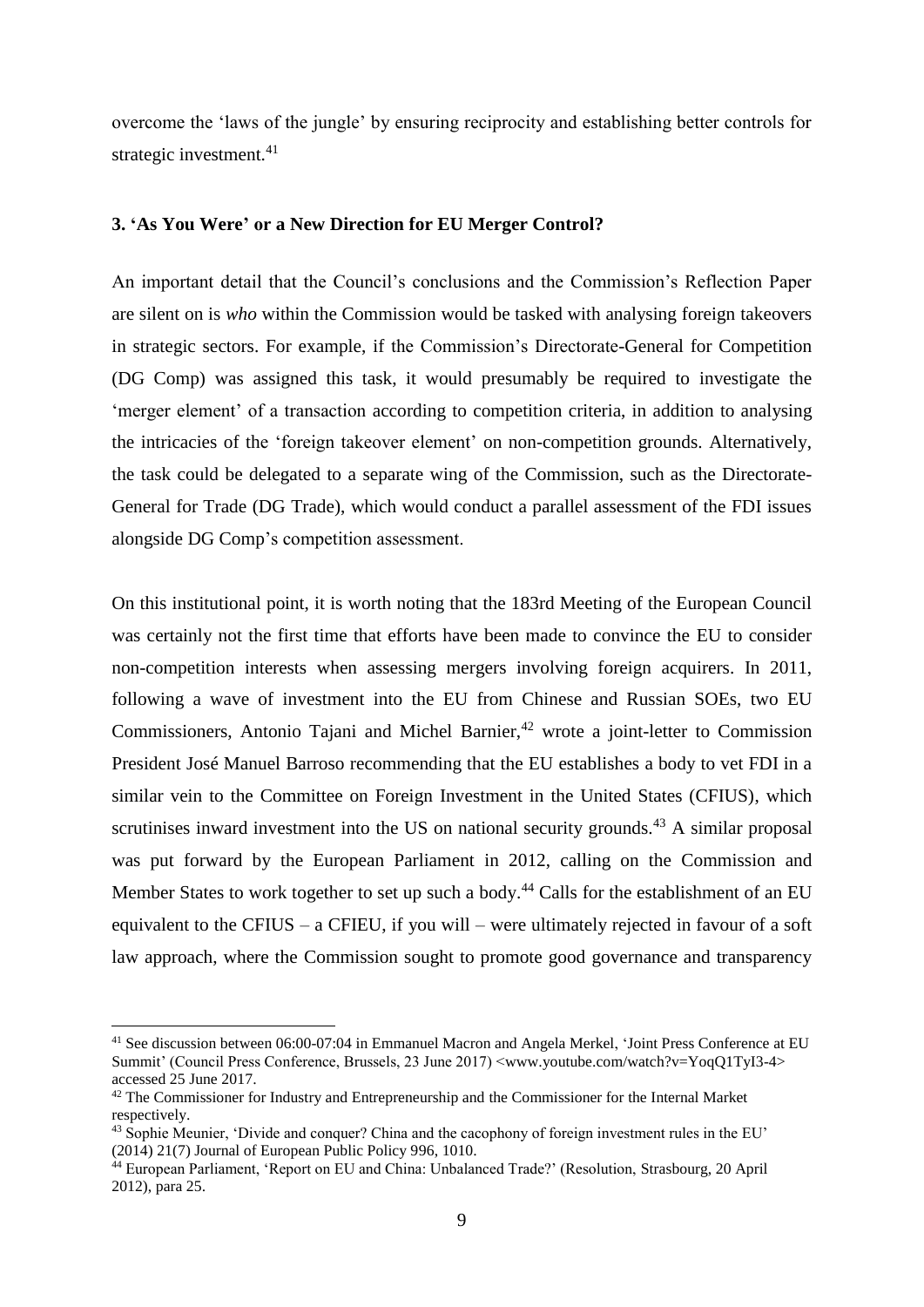overcome the 'laws of the jungle' by ensuring reciprocity and establishing better controls for strategic investment.[41]

### 3. 'As You Were' or a New Direction for EU Merger Control?

An important detail that the Council's conclusions and the Commission's Reflection Paper are silent on is *who* within the Commission would be tasked with analysing foreign takeovers in strategic sectors. For example, if the Commission's Directorate-General for Competition (DG Comp) was assigned this task, it would presumably be required to investigate the 'merger element' of a transaction according to competition criteria, in addition to analysing the intricacies of the 'foreign takeover element' on non-competition grounds. Alternatively, the task could be delegated to a separate wing of the Commission, such as the Directorate-General for Trade (DG Trade), which would conduct a parallel assessment of the FDI issues alongside DG Comp's competition assessment.

On this institutional point, it is worth noting that the 183rd Meeting of the European Council was certainly not the first time that efforts have been made to convince the EU to consider non-competition interests when assessing mergers involving foreign acquirers. In 2011, following a wave of investment into the EU from Chinese and Russian SOEs, two EU Commissioners, Antonio Tajani and Michel Barnier,[42] wrote a joint-letter to Commission President José Manuel Barroso recommending that the EU establishes a body to vet FDI in a similar vein to the Committee on Foreign Investment in the United States (CFIUS), which scrutinises inward investment into the US on national security grounds.[43] A similar proposal was put forward by the European Parliament in 2012, calling on the Commission and Member States to work together to set up such a body.[44] Calls for the establishment of an EU equivalent to the CFIUS – a CFIEU, if you will – were ultimately rejected in favour of a soft law approach, where the Commission sought to promote good governance and transparency

---

[41] See discussion between 06:00-07:04 in Emmanuel Macron and Angela Merkel, 'Joint Press Conference at EU Summit' (Council Press Conference, Brussels, 23 June 2017) <www.youtube.com/watch?v=YoqQ1TyI3-4> accessed 25 June 2017.

[42] The Commissioner for Industry and Entrepreneurship and the Commissioner for the Internal Market respectively.

[43] Sophie Meunier, 'Divide and conquer? China and the cacophony of foreign investment rules in the EU' (2014) 21(7) Journal of European Public Policy 996, 1010.

[44] European Parliament, 'Report on EU and China: Unbalanced Trade?' (Resolution, Strasbourg, 20 April 2012), para 25.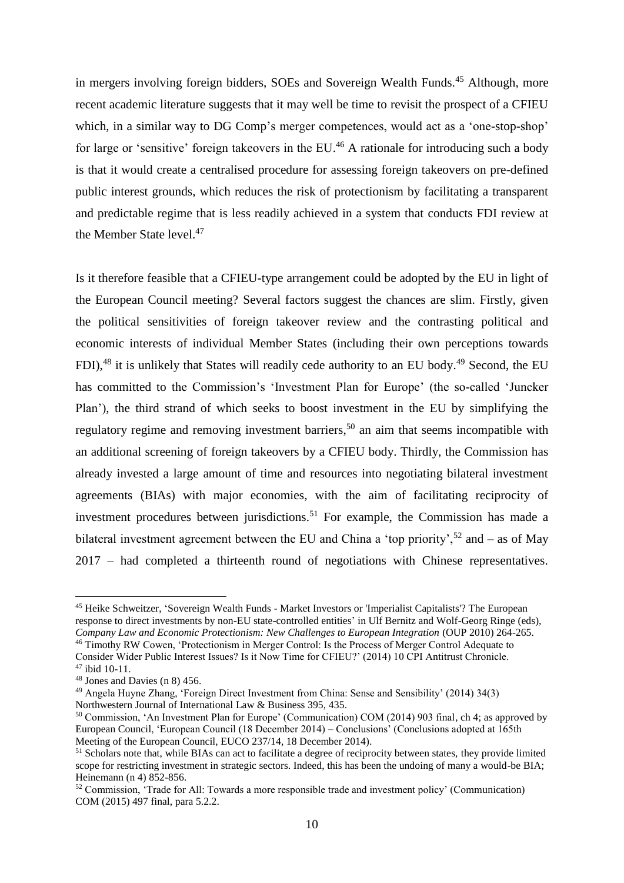in mergers involving foreign bidders, SOEs and Sovereign Wealth Funds.[45] Although, more recent academic literature suggests that it may well be time to revisit the prospect of a CFIEU which, in a similar way to DG Comp's merger competences, would act as a 'one-stop-shop' for large or 'sensitive' foreign takeovers in the EU.[46] A rationale for introducing such a body is that it would create a centralised procedure for assessing foreign takeovers on pre-defined public interest grounds, which reduces the risk of protectionism by facilitating a transparent and predictable regime that is less readily achieved in a system that conducts FDI review at the Member State level.[47]

Is it therefore feasible that a CFIEU-type arrangement could be adopted by the EU in light of the European Council meeting? Several factors suggest the chances are slim. Firstly, given the political sensitivities of foreign takeover review and the contrasting political and economic interests of individual Member States (including their own perceptions towards FDI),[48] it is unlikely that States will readily cede authority to an EU body.[49] Second, the EU has committed to the Commission's 'Investment Plan for Europe' (the so-called 'Juncker Plan'), the third strand of which seeks to boost investment in the EU by simplifying the regulatory regime and removing investment barriers,[50] an aim that seems incompatible with an additional screening of foreign takeovers by a CFIEU body. Thirdly, the Commission has already invested a large amount of time and resources into negotiating bilateral investment agreements (BIAs) with major economies, with the aim of facilitating reciprocity of investment procedures between jurisdictions.[51] For example, the Commission has made a bilateral investment agreement between the EU and China a 'top priority',[52] and – as of May 2017 – had completed a thirteenth round of negotiations with Chinese representatives.

---

[45] Heike Schweitzer, 'Sovereign Wealth Funds - Market Investors or 'Imperialist Capitalists'? The European response to direct investments by non-EU state-controlled entities' in Ulf Bernitz and Wolf-Georg Ringe (eds), *Company Law and Economic Protectionism: New Challenges to European Integration* (OUP 2010) 264-265.

[46] Timothy RW Cowen, 'Protectionism in Merger Control: Is the Process of Merger Control Adequate to Consider Wider Public Interest Issues? Is it Now Time for CFIEU?' (2014) 10 CPI Antitrust Chronicle.

[47] ibid 10-11.

[48] Jones and Davies (n 8) 456.

[49] Angela Huyne Zhang, 'Foreign Direct Investment from China: Sense and Sensibility' (2014) 34(3) Northwestern Journal of International Law & Business 395, 435.

[50] Commission, 'An Investment Plan for Europe' (Communication) COM (2014) 903 final, ch 4; as approved by European Council, 'European Council (18 December 2014) – Conclusions' (Conclusions adopted at 165th Meeting of the European Council, EUCO 237/14, 18 December 2014).

[51] Scholars note that, while BIAs can act to facilitate a degree of reciprocity between states, they provide limited scope for restricting investment in strategic sectors. Indeed, this has been the undoing of many a would-be BIA; Heinemann (n 4) 852-856.

[52] Commission, 'Trade for All: Towards a more responsible trade and investment policy' (Communication) COM (2015) 497 final, para 5.2.2.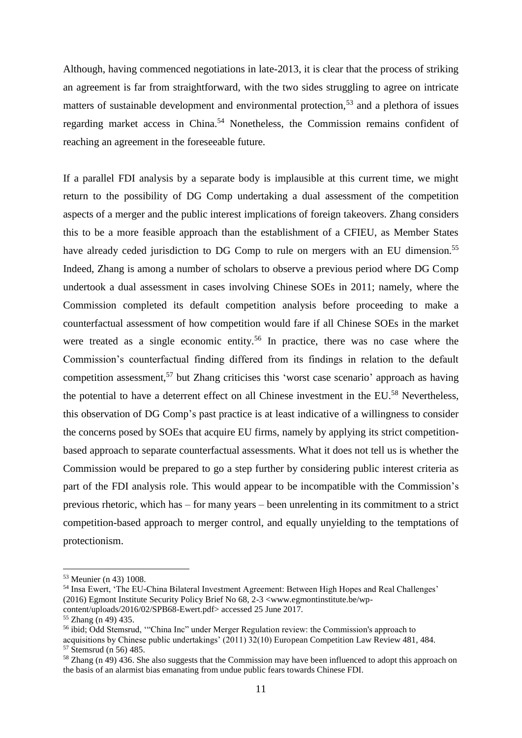Although, having commenced negotiations in late-2013, it is clear that the process of striking an agreement is far from straightforward, with the two sides struggling to agree on intricate matters of sustainable development and environmental protection,[53] and a plethora of issues regarding market access in China.[54] Nonetheless, the Commission remains confident of reaching an agreement in the foreseeable future.

If a parallel FDI analysis by a separate body is implausible at this current time, we might return to the possibility of DG Comp undertaking a dual assessment of the competition aspects of a merger and the public interest implications of foreign takeovers. Zhang considers this to be a more feasible approach than the establishment of a CFIEU, as Member States have already ceded jurisdiction to DG Comp to rule on mergers with an EU dimension.[55] Indeed, Zhang is among a number of scholars to observe a previous period where DG Comp undertook a dual assessment in cases involving Chinese SOEs in 2011; namely, where the Commission completed its default competition analysis before proceeding to make a counterfactual assessment of how competition would fare if all Chinese SOEs in the market were treated as a single economic entity.[56] In practice, there was no case where the Commission's counterfactual finding differed from its findings in relation to the default competition assessment,[57] but Zhang criticises this 'worst case scenario' approach as having the potential to have a deterrent effect on all Chinese investment in the EU.[58] Nevertheless, this observation of DG Comp's past practice is at least indicative of a willingness to consider the concerns posed by SOEs that acquire EU firms, namely by applying its strict competition-based approach to separate counterfactual assessments. What it does not tell us is whether the Commission would be prepared to go a step further by considering public interest criteria as part of the FDI analysis role. This would appear to be incompatible with the Commission's previous rhetoric, which has – for many years – been unrelenting in its commitment to a strict competition-based approach to merger control, and equally unyielding to the temptations of protectionism.

---

[53] Meunier (n 43) 1008.

[54] Insa Ewert, 'The EU-China Bilateral Investment Agreement: Between High Hopes and Real Challenges' (2016) Egmont Institute Security Policy Brief No 68, 2-3 <www.egmontinstitute.be/wp-content/uploads/2016/02/SPB68-Ewert.pdf> accessed 25 June 2017.

[55] Zhang (n 49) 435.

[56] ibid; Odd Stemsrud, '"China Inc" under Merger Regulation review: the Commission's approach to acquisitions by Chinese public undertakings' (2011) 32(10) European Competition Law Review 481, 484.

[57] Stemsrud (n 56) 485.

[58] Zhang (n 49) 436. She also suggests that the Commission may have been influenced to adopt this approach on the basis of an alarmist bias emanating from undue public fears towards Chinese FDI.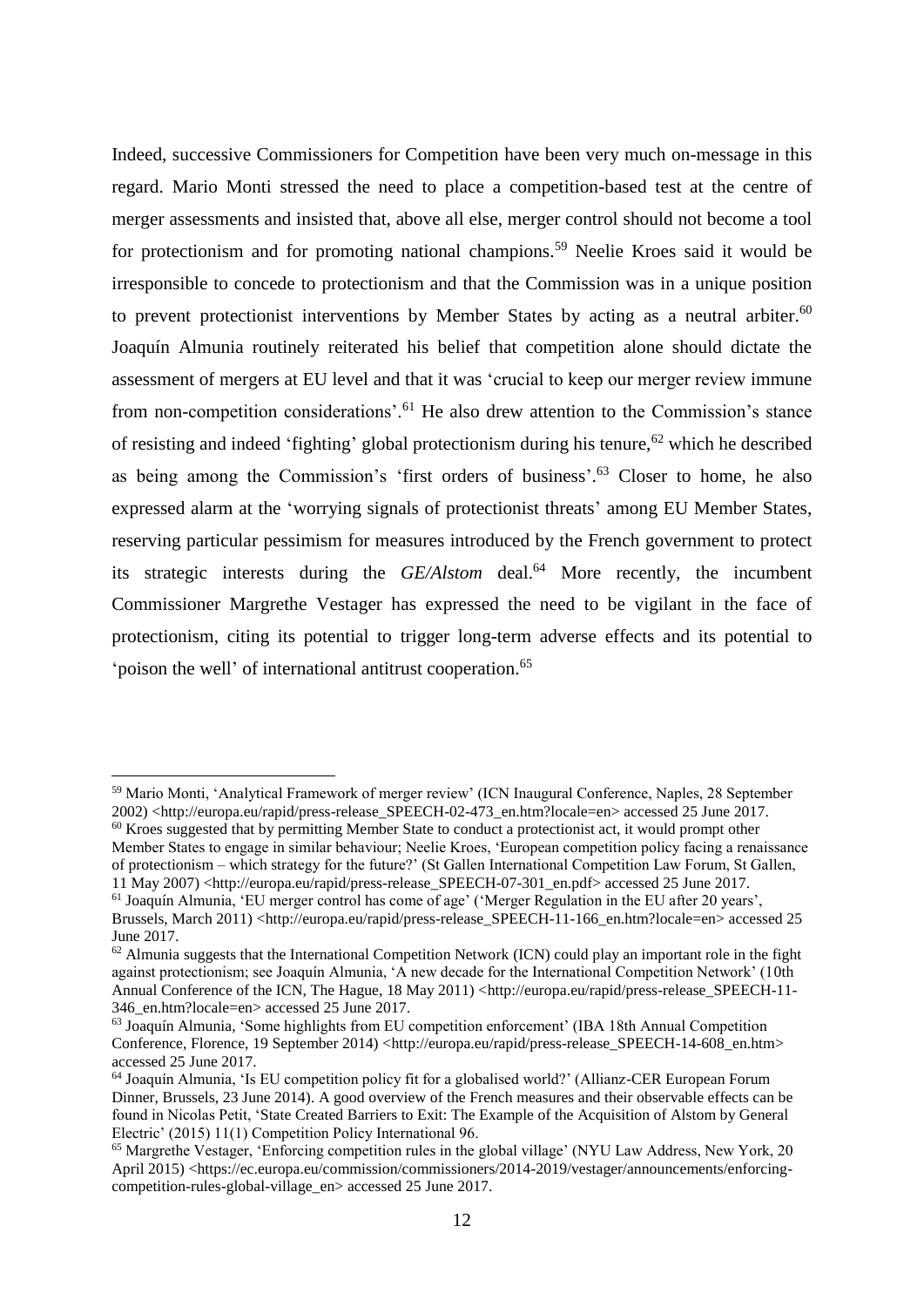Indeed, successive Commissioners for Competition have been very much on-message in this regard. Mario Monti stressed the need to place a competition-based test at the centre of merger assessments and insisted that, above all else, merger control should not become a tool for protectionism and for promoting national champions.[59] Neelie Kroes said it would be irresponsible to concede to protectionism and that the Commission was in a unique position to prevent protectionist interventions by Member States by acting as a neutral arbiter.[60] Joaquín Almunia routinely reiterated his belief that competition alone should dictate the assessment of mergers at EU level and that it was 'crucial to keep our merger review immune from non-competition considerations'.[61] He also drew attention to the Commission's stance of resisting and indeed 'fighting' global protectionism during his tenure,[62] which he described as being among the Commission's 'first orders of business'.[63] Closer to home, he also expressed alarm at the 'worrying signals of protectionist threats' among EU Member States, reserving particular pessimism for measures introduced by the French government to protect its strategic interests during the *GE/Alstom* deal.[64] More recently, the incumbent Commissioner Margrethe Vestager has expressed the need to be vigilant in the face of protectionism, citing its potential to trigger long-term adverse effects and its potential to 'poison the well' of international antitrust cooperation.[65]

---

[59] Mario Monti, 'Analytical Framework of merger review' (ICN Inaugural Conference, Naples, 28 September 2002) <http://europa.eu/rapid/press-release_SPEECH-02-473_en.htm?locale=en> accessed 25 June 2017.

[60] Kroes suggested that by permitting Member State to conduct a protectionist act, it would prompt other Member States to engage in similar behaviour; Neelie Kroes, 'European competition policy facing a renaissance of protectionism – which strategy for the future?' (St Gallen International Competition Law Forum, St Gallen, 11 May 2007) <http://europa.eu/rapid/press-release_SPEECH-07-301_en.pdf> accessed 25 June 2017.

[61] Joaquín Almunia, 'EU merger control has come of age' ('Merger Regulation in the EU after 20 years', Brussels, March 2011) <http://europa.eu/rapid/press-release_SPEECH-11-166_en.htm?locale=en> accessed 25 June 2017.

[62] Almunia suggests that the International Competition Network (ICN) could play an important role in the fight against protectionism; see Joaquín Almunia, 'A new decade for the International Competition Network' (10th Annual Conference of the ICN, The Hague, 18 May 2011) <http://europa.eu/rapid/press-release_SPEECH-11-346_en.htm?locale=en> accessed 25 June 2017.

[63] Joaquín Almunia, 'Some highlights from EU competition enforcement' (IBA 18th Annual Competition Conference, Florence, 19 September 2014) <http://europa.eu/rapid/press-release_SPEECH-14-608_en.htm> accessed 25 June 2017.

[64] Joaquín Almunia, 'Is EU competition policy fit for a globalised world?' (Allianz-CER European Forum Dinner, Brussels, 23 June 2014). A good overview of the French measures and their observable effects can be found in Nicolas Petit, 'State Created Barriers to Exit: The Example of the Acquisition of Alstom by General Electric' (2015) 11(1) Competition Policy International 96.

[65] Margrethe Vestager, 'Enforcing competition rules in the global village' (NYU Law Address, New York, 20 April 2015) <https://ec.europa.eu/commission/commissioners/2014-2019/vestager/announcements/enforcing-competition-rules-global-village_en> accessed 25 June 2017.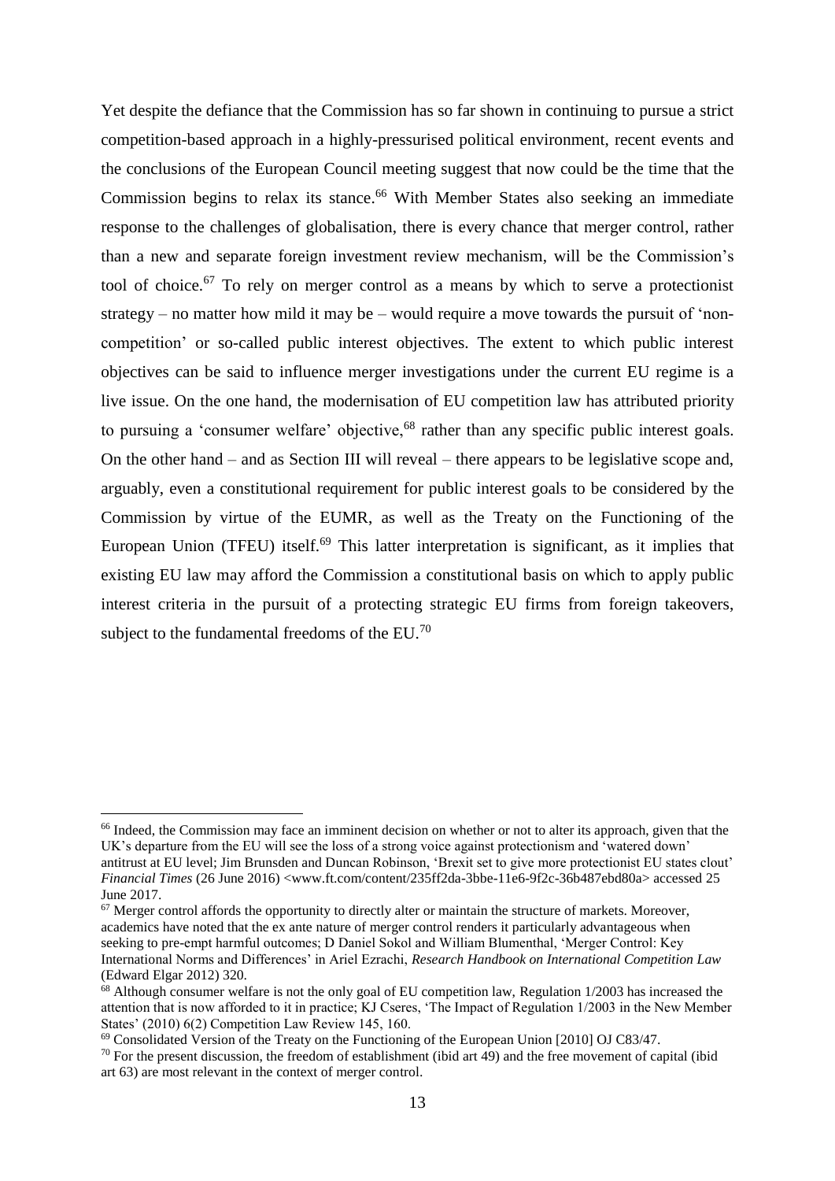Yet despite the defiance that the Commission has so far shown in continuing to pursue a strict competition-based approach in a highly-pressurised political environment, recent events and the conclusions of the European Council meeting suggest that now could be the time that the Commission begins to relax its stance.[66] With Member States also seeking an immediate response to the challenges of globalisation, there is every chance that merger control, rather than a new and separate foreign investment review mechanism, will be the Commission's tool of choice.[67] To rely on merger control as a means by which to serve a protectionist strategy – no matter how mild it may be – would require a move towards the pursuit of 'non-competition' or so-called public interest objectives. The extent to which public interest objectives can be said to influence merger investigations under the current EU regime is a live issue. On the one hand, the modernisation of EU competition law has attributed priority to pursuing a 'consumer welfare' objective,[68] rather than any specific public interest goals. On the other hand – and as Section III will reveal – there appears to be legislative scope and, arguably, even a constitutional requirement for public interest goals to be considered by the Commission by virtue of the EUMR, as well as the Treaty on the Functioning of the European Union (TFEU) itself.[69] This latter interpretation is significant, as it implies that existing EU law may afford the Commission a constitutional basis on which to apply public interest criteria in the pursuit of a protecting strategic EU firms from foreign takeovers, subject to the fundamental freedoms of the EU.[70]

---

[66] Indeed, the Commission may face an imminent decision on whether or not to alter its approach, given that the UK's departure from the EU will see the loss of a strong voice against protectionism and 'watered down' antitrust at EU level; Jim Brunsden and Duncan Robinson, 'Brexit set to give more protectionist EU states clout' *Financial Times* (26 June 2016) <www.ft.com/content/235ff2da-3bbe-11e6-9f2c-36b487ebd80a> accessed 25 June 2017.

[67] Merger control affords the opportunity to directly alter or maintain the structure of markets. Moreover, academics have noted that the ex ante nature of merger control renders it particularly advantageous when seeking to pre-empt harmful outcomes; D Daniel Sokol and William Blumenthal, 'Merger Control: Key International Norms and Differences' in Ariel Ezrachi, *Research Handbook on International Competition Law* (Edward Elgar 2012) 320.

[68] Although consumer welfare is not the only goal of EU competition law, Regulation 1/2003 has increased the attention that is now afforded to it in practice; KJ Cseres, 'The Impact of Regulation 1/2003 in the New Member States' (2010) 6(2) Competition Law Review 145, 160.

[69] Consolidated Version of the Treaty on the Functioning of the European Union [2010] OJ C83/47.

[70] For the present discussion, the freedom of establishment (ibid art 49) and the free movement of capital (ibid art 63) are most relevant in the context of merger control.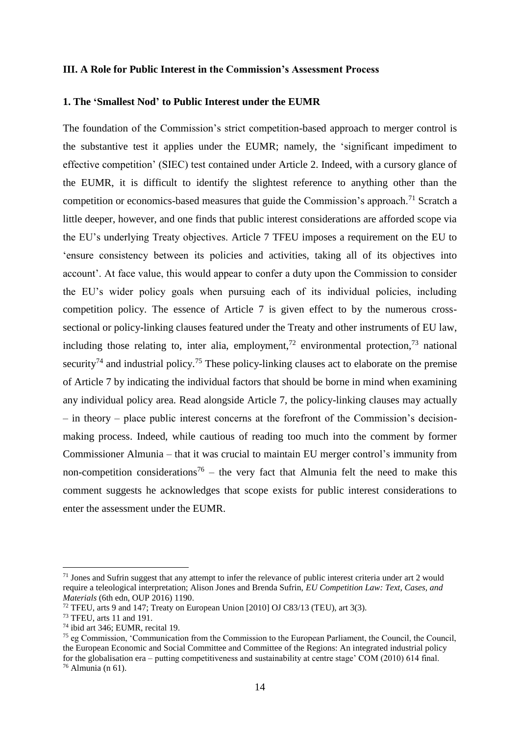### III. A Role for Public Interest in the Commission's Assessment Process

#### 1. The 'Smallest Nod' to Public Interest under the EUMR

The foundation of the Commission's strict competition-based approach to merger control is the substantive test it applies under the EUMR; namely, the 'significant impediment to effective competition' (SIEC) test contained under Article 2. Indeed, with a cursory glance of the EUMR, it is difficult to identify the slightest reference to anything other than the competition or economics-based measures that guide the Commission's approach.[71] Scratch a little deeper, however, and one finds that public interest considerations are afforded scope via the EU's underlying Treaty objectives. Article 7 TFEU imposes a requirement on the EU to 'ensure consistency between its policies and activities, taking all of its objectives into account'. At face value, this would appear to confer a duty upon the Commission to consider the EU's wider policy goals when pursuing each of its individual policies, including competition policy. The essence of Article 7 is given effect to by the numerous cross-sectional or policy-linking clauses featured under the Treaty and other instruments of EU law, including those relating to, inter alia, employment,[72] environmental protection,[73] national security[74] and industrial policy.[75] These policy-linking clauses act to elaborate on the premise of Article 7 by indicating the individual factors that should be borne in mind when examining any individual policy area. Read alongside Article 7, the policy-linking clauses may actually – in theory – place public interest concerns at the forefront of the Commission's decision-making process. Indeed, while cautious of reading too much into the comment by former Commissioner Almunia – that it was crucial to maintain EU merger control's immunity from non-competition considerations[76] – the very fact that Almunia felt the need to make this comment suggests he acknowledges that scope exists for public interest considerations to enter the assessment under the EUMR.

---

[71] Jones and Sufrin suggest that any attempt to infer the relevance of public interest criteria under art 2 would require a teleological interpretation; Alison Jones and Brenda Sufrin, *EU Competition Law: Text, Cases, and Materials* (6th edn, OUP 2016) 1190.

[72] TFEU, arts 9 and 147; Treaty on European Union [2010] OJ C83/13 (TEU), art 3(3).

[73] TFEU, arts 11 and 191.

[74] ibid art 346; EUMR, recital 19.

[75] eg Commission, 'Communication from the Commission to the European Parliament, the Council, the Council, the European Economic and Social Committee and Committee of the Regions: An integrated industrial policy for the globalisation era – putting competitiveness and sustainability at centre stage' COM (2010) 614 final.

[76] Almunia (n 61).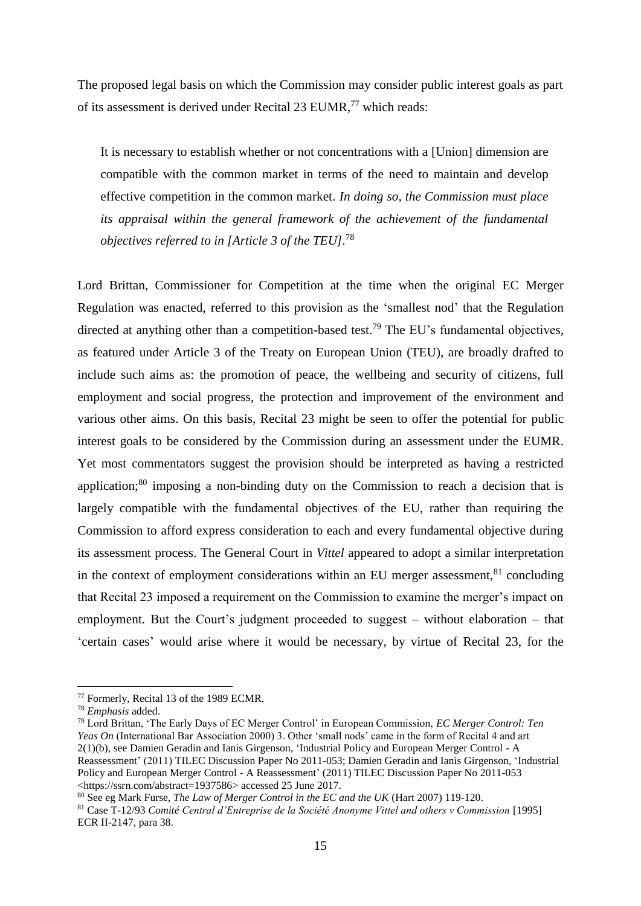The proposed legal basis on which the Commission may consider public interest goals as part of its assessment is derived under Recital 23 EUMR,[77] which reads:

> It is necessary to establish whether or not concentrations with a [Union] dimension are compatible with the common market in terms of the need to maintain and develop effective competition in the common market. *In doing so, the Commission must place its appraisal within the general framework of the achievement of the fundamental objectives referred to in [Article 3 of the TEU]*.[78]

Lord Brittan, Commissioner for Competition at the time when the original EC Merger Regulation was enacted, referred to this provision as the 'smallest nod' that the Regulation directed at anything other than a competition-based test.[79] The EU's fundamental objectives, as featured under Article 3 of the Treaty on European Union (TEU), are broadly drafted to include such aims as: the promotion of peace, the wellbeing and security of citizens, full employment and social progress, the protection and improvement of the environment and various other aims. On this basis, Recital 23 might be seen to offer the potential for public interest goals to be considered by the Commission during an assessment under the EUMR. Yet most commentators suggest the provision should be interpreted as having a restricted application;[80] imposing a non-binding duty on the Commission to reach a decision that is largely compatible with the fundamental objectives of the EU, rather than requiring the Commission to afford express consideration to each and every fundamental objective during its assessment process. The General Court in *Vittel* appeared to adopt a similar interpretation in the context of employment considerations within an EU merger assessment,[81] concluding that Recital 23 imposed a requirement on the Commission to examine the merger's impact on employment. But the Court's judgment proceeded to suggest – without elaboration – that 'certain cases' would arise where it would be necessary, by virtue of Recital 23, for the

---

[77] Formerly, Recital 13 of the 1989 ECMR.

[78] *Emphasis* added.

[79] Lord Brittan, 'The Early Days of EC Merger Control' in European Commission, *EC Merger Control: Ten Yeas On* (International Bar Association 2000) 3. Other 'small nods' came in the form of Recital 4 and art 2(1)(b), see Damien Geradin and Ianis Girgenson, 'Industrial Policy and European Merger Control - A Reassessment' (2011) TILEC Discussion Paper No 2011-053; Damien Geradin and Ianis Girgenson, 'Industrial Policy and European Merger Control - A Reassessment' (2011) TILEC Discussion Paper No 2011-053 <https://ssrn.com/abstract=1937586> accessed 25 June 2017.

[80] See eg Mark Furse, *The Law of Merger Control in the EC and the UK* (Hart 2007) 119-120.

[81] Case T-12/93 *Comité Central d'Entreprise de la Société Anonyme Vittel and others v Commission* [1995] ECR II-2147, para 38.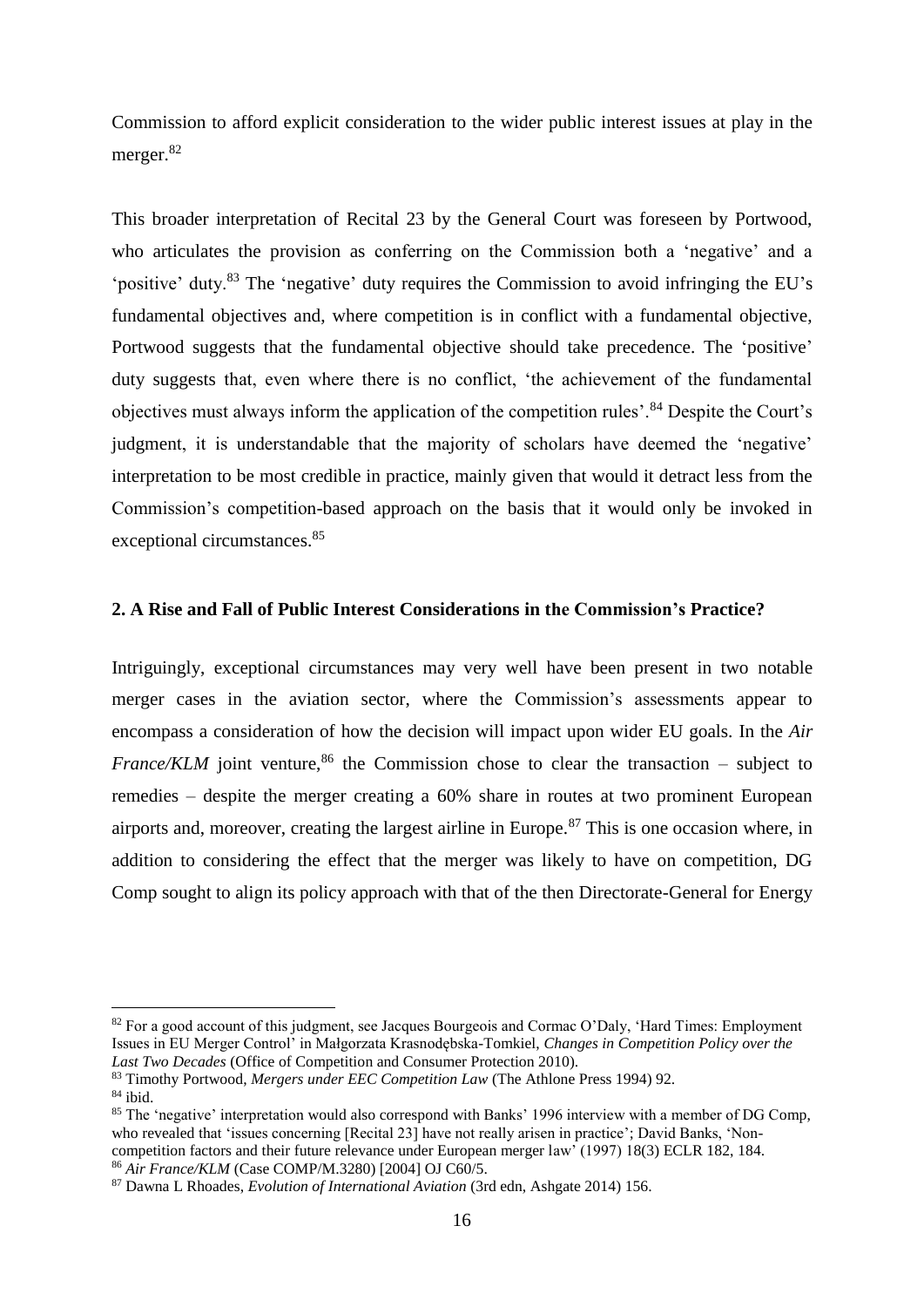Commission to afford explicit consideration to the wider public interest issues at play in the merger.[82]

This broader interpretation of Recital 23 by the General Court was foreseen by Portwood, who articulates the provision as conferring on the Commission both a 'negative' and a 'positive' duty.[83] The 'negative' duty requires the Commission to avoid infringing the EU's fundamental objectives and, where competition is in conflict with a fundamental objective, Portwood suggests that the fundamental objective should take precedence. The 'positive' duty suggests that, even where there is no conflict, 'the achievement of the fundamental objectives must always inform the application of the competition rules'.[84] Despite the Court's judgment, it is understandable that the majority of scholars have deemed the 'negative' interpretation to be most credible in practice, mainly given that would it detract less from the Commission's competition-based approach on the basis that it would only be invoked in exceptional circumstances.[85]

## 2. A Rise and Fall of Public Interest Considerations in the Commission's Practice?

Intriguingly, exceptional circumstances may very well have been present in two notable merger cases in the aviation sector, where the Commission's assessments appear to encompass a consideration of how the decision will impact upon wider EU goals. In the *Air France/KLM* joint venture,[86] the Commission chose to clear the transaction – subject to remedies – despite the merger creating a 60% share in routes at two prominent European airports and, moreover, creating the largest airline in Europe.[87] This is one occasion where, in addition to considering the effect that the merger was likely to have on competition, DG Comp sought to align its policy approach with that of the then Directorate-General for Energy

---

[82] For a good account of this judgment, see Jacques Bourgeois and Cormac O'Daly, 'Hard Times: Employment Issues in EU Merger Control' in Małgorzata Krasnodębska-Tomkiel, *Changes in Competition Policy over the Last Two Decades* (Office of Competition and Consumer Protection 2010).

[83] Timothy Portwood, *Mergers under EEC Competition Law* (The Athlone Press 1994) 92.

[84] ibid.

[85] The 'negative' interpretation would also correspond with Banks' 1996 interview with a member of DG Comp, who revealed that 'issues concerning [Recital 23] have not really arisen in practice'; David Banks, 'Non-competition factors and their future relevance under European merger law' (1997) 18(3) ECLR 182, 184.

[86] *Air France/KLM* (Case COMP/M.3280) [2004] OJ C60/5.

[87] Dawna L Rhoades, *Evolution of International Aviation* (3rd edn, Ashgate 2014) 156.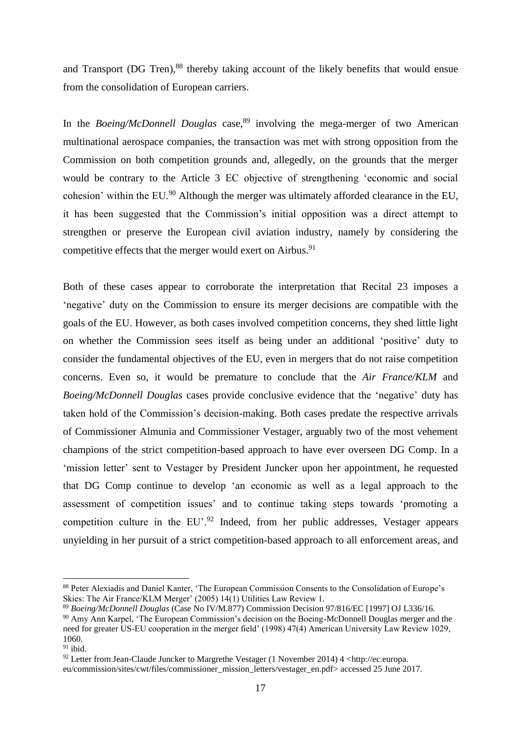and Transport (DG Tren),[88] thereby taking account of the likely benefits that would ensue from the consolidation of European carriers.

In the *Boeing/McDonnell Douglas* case,[89] involving the mega-merger of two American multinational aerospace companies, the transaction was met with strong opposition from the Commission on both competition grounds and, allegedly, on the grounds that the merger would be contrary to the Article 3 EC objective of strengthening 'economic and social cohesion' within the EU.[90] Although the merger was ultimately afforded clearance in the EU, it has been suggested that the Commission's initial opposition was a direct attempt to strengthen or preserve the European civil aviation industry, namely by considering the competitive effects that the merger would exert on Airbus.[91]

Both of these cases appear to corroborate the interpretation that Recital 23 imposes a 'negative' duty on the Commission to ensure its merger decisions are compatible with the goals of the EU. However, as both cases involved competition concerns, they shed little light on whether the Commission sees itself as being under an additional 'positive' duty to consider the fundamental objectives of the EU, even in mergers that do not raise competition concerns. Even so, it would be premature to conclude that the *Air France/KLM* and *Boeing/McDonnell Douglas* cases provide conclusive evidence that the 'negative' duty has taken hold of the Commission's decision-making. Both cases predate the respective arrivals of Commissioner Almunia and Commissioner Vestager, arguably two of the most vehement champions of the strict competition-based approach to have ever overseen DG Comp. In a 'mission letter' sent to Vestager by President Juncker upon her appointment, he requested that DG Comp continue to develop 'an economic as well as a legal approach to the assessment of competition issues' and to continue taking steps towards 'promoting a competition culture in the EU'.[92] Indeed, from her public addresses, Vestager appears unyielding in her pursuit of a strict competition-based approach to all enforcement areas, and

---

[88] Peter Alexiadis and Daniel Kanter, 'The European Commission Consents to the Consolidation of Europe's Skies: The Air France/KLM Merger' (2005) 14(1) Utilities Law Review 1.

[89] *Boeing/McDonnell Douglas* (Case No IV/M.877) Commission Decision 97/816/EC [1997] OJ L336/16.

[90] Amy Ann Karpel, 'The European Commission's decision on the Boeing-McDonnell Douglas merger and the need for greater US-EU cooperation in the merger field' (1998) 47(4) American University Law Review 1029, 1060.

[91] ibid.

[92] Letter from Jean-Claude Juncker to Margrethe Vestager (1 November 2014) 4 <http://ec.europa.eu/commission/sites/cwt/files/commissioner_mission_letters/vestager_en.pdf> accessed 25 June 2017.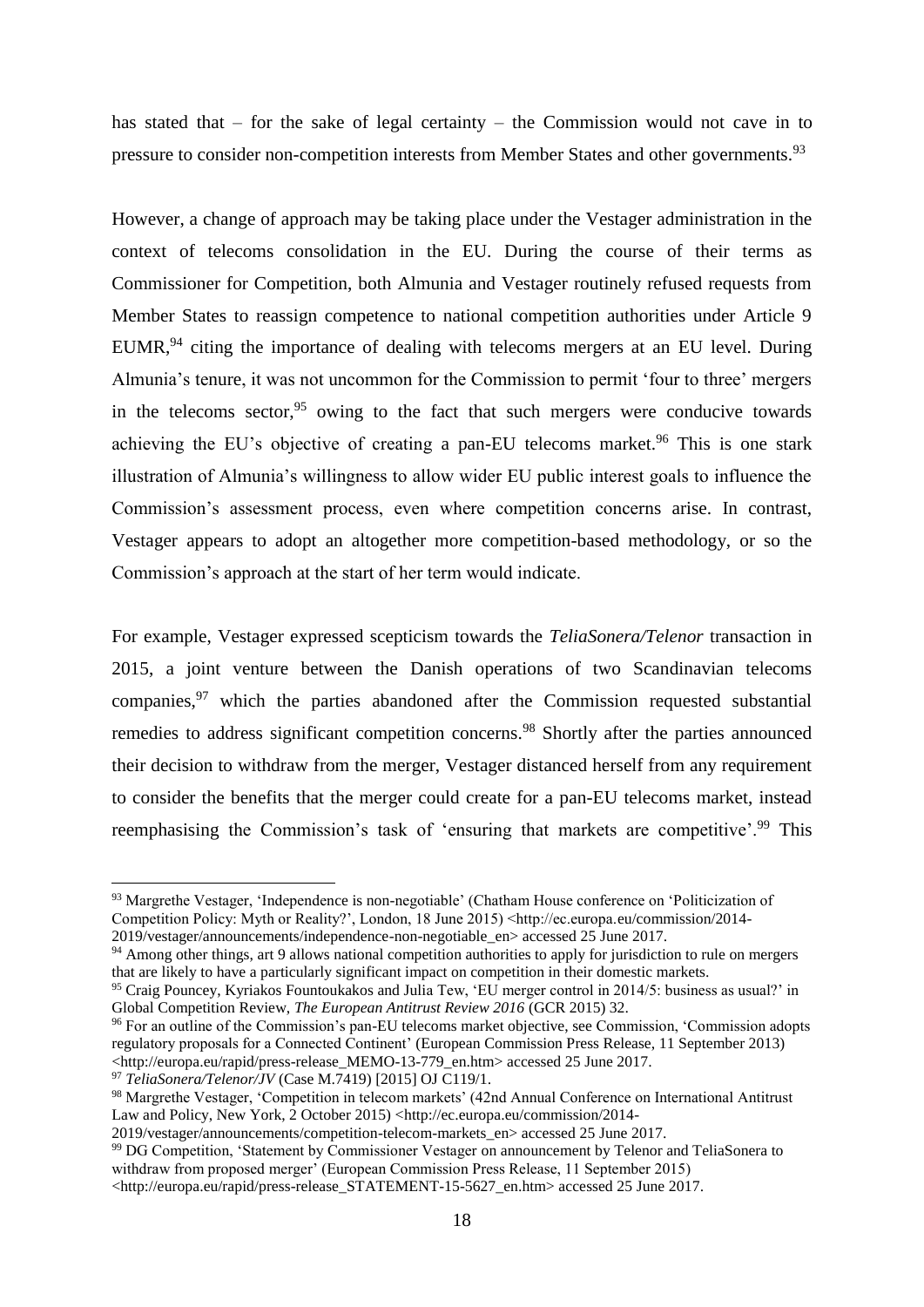has stated that – for the sake of legal certainty – the Commission would not cave in to pressure to consider non-competition interests from Member States and other governments.[93]

However, a change of approach may be taking place under the Vestager administration in the context of telecoms consolidation in the EU. During the course of their terms as Commissioner for Competition, both Almunia and Vestager routinely refused requests from Member States to reassign competence to national competition authorities under Article 9 EUMR,[94] citing the importance of dealing with telecoms mergers at an EU level. During Almunia's tenure, it was not uncommon for the Commission to permit 'four to three' mergers in the telecoms sector,[95] owing to the fact that such mergers were conducive towards achieving the EU's objective of creating a pan-EU telecoms market.[96] This is one stark illustration of Almunia's willingness to allow wider EU public interest goals to influence the Commission's assessment process, even where competition concerns arise. In contrast, Vestager appears to adopt an altogether more competition-based methodology, or so the Commission's approach at the start of her term would indicate.

For example, Vestager expressed scepticism towards the *TeliaSonera/Telenor* transaction in 2015, a joint venture between the Danish operations of two Scandinavian telecoms companies,[97] which the parties abandoned after the Commission requested substantial remedies to address significant competition concerns.[98] Shortly after the parties announced their decision to withdraw from the merger, Vestager distanced herself from any requirement to consider the benefits that the merger could create for a pan-EU telecoms market, instead reemphasising the Commission's task of 'ensuring that markets are competitive'.[99] This

---

[93] Margrethe Vestager, 'Independence is non-negotiable' (Chatham House conference on 'Politicization of Competition Policy: Myth or Reality?', London, 18 June 2015) <http://ec.europa.eu/commission/2014-2019/vestager/announcements/independence-non-negotiable_en> accessed 25 June 2017.

[94] Among other things, art 9 allows national competition authorities to apply for jurisdiction to rule on mergers that are likely to have a particularly significant impact on competition in their domestic markets.

[95] Craig Pouncey, Kyriakos Fountoukakos and Julia Tew, 'EU merger control in 2014/5: business as usual?' in Global Competition Review, *The European Antitrust Review 2016* (GCR 2015) 32.

[96] For an outline of the Commission's pan-EU telecoms market objective, see Commission, 'Commission adopts regulatory proposals for a Connected Continent' (European Commission Press Release, 11 September 2013) <http://europa.eu/rapid/press-release_MEMO-13-779_en.htm> accessed 25 June 2017.

[97] *TeliaSonera/Telenor/JV* (Case M.7419) [2015] OJ C119/1.

[98] Margrethe Vestager, 'Competition in telecom markets' (42nd Annual Conference on International Antitrust Law and Policy, New York, 2 October 2015) <http://ec.europa.eu/commission/2014-2019/vestager/announcements/competition-telecom-markets_en> accessed 25 June 2017.

[99] DG Competition, 'Statement by Commissioner Vestager on announcement by Telenor and TeliaSonera to withdraw from proposed merger' (European Commission Press Release, 11 September 2015) <http://europa.eu/rapid/press-release_STATEMENT-15-5627_en.htm> accessed 25 June 2017.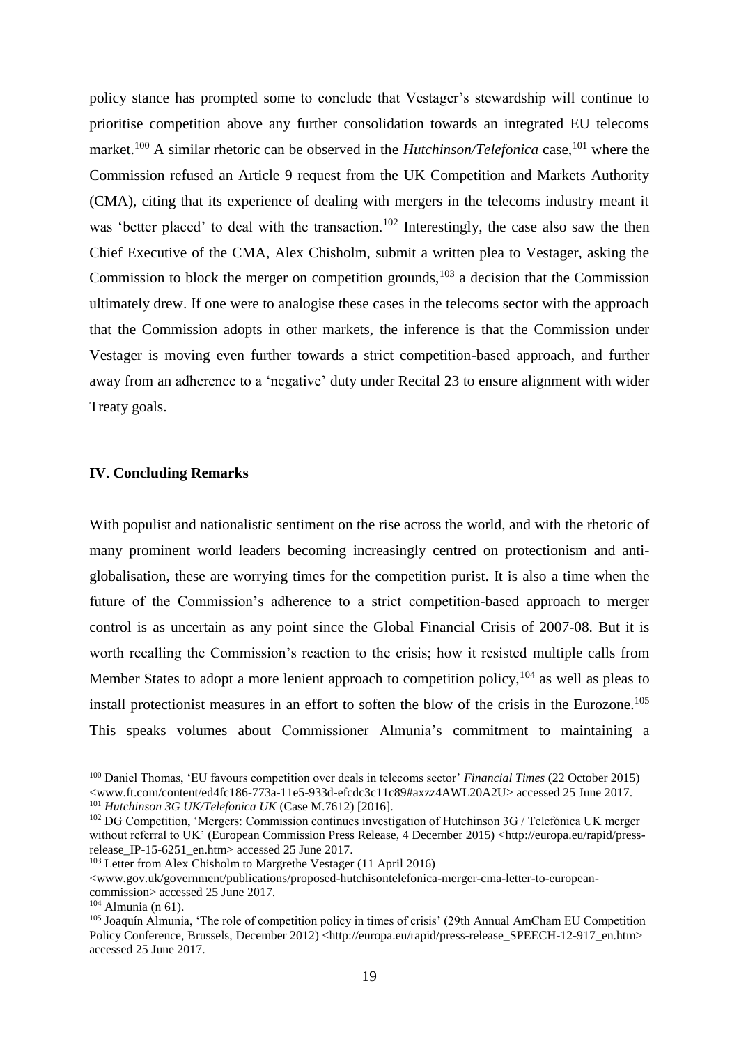policy stance has prompted some to conclude that Vestager's stewardship will continue to prioritise competition above any further consolidation towards an integrated EU telecoms market.[100] A similar rhetoric can be observed in the *Hutchinson/Telefonica* case,[101] where the Commission refused an Article 9 request from the UK Competition and Markets Authority (CMA), citing that its experience of dealing with mergers in the telecoms industry meant it was 'better placed' to deal with the transaction.[102] Interestingly, the case also saw the then Chief Executive of the CMA, Alex Chisholm, submit a written plea to Vestager, asking the Commission to block the merger on competition grounds,[103] a decision that the Commission ultimately drew. If one were to analogise these cases in the telecoms sector with the approach that the Commission adopts in other markets, the inference is that the Commission under Vestager is moving even further towards a strict competition-based approach, and further away from an adherence to a 'negative' duty under Recital 23 to ensure alignment with wider Treaty goals.

## IV. Concluding Remarks

With populist and nationalistic sentiment on the rise across the world, and with the rhetoric of many prominent world leaders becoming increasingly centred on protectionism and anti-globalisation, these are worrying times for the competition purist. It is also a time when the future of the Commission's adherence to a strict competition-based approach to merger control is as uncertain as any point since the Global Financial Crisis of 2007-08. But it is worth recalling the Commission's reaction to the crisis; how it resisted multiple calls from Member States to adopt a more lenient approach to competition policy,[104] as well as pleas to install protectionist measures in an effort to soften the blow of the crisis in the Eurozone.[105] This speaks volumes about Commissioner Almunia's commitment to maintaining a

---

[100] Daniel Thomas, 'EU favours competition over deals in telecoms sector' *Financial Times* (22 October 2015) <www.ft.com/content/ed4fc186-773a-11e5-933d-efcdc3c11c89#axzz4AWL20A2U> accessed 25 June 2017.

[101] *Hutchinson 3G UK/Telefonica UK* (Case M.7612) [2016].

[102] DG Competition, 'Mergers: Commission continues investigation of Hutchinson 3G / Telefónica UK merger without referral to UK' (European Commission Press Release, 4 December 2015) <http://europa.eu/rapid/press-release_IP-15-6251_en.htm> accessed 25 June 2017.

[103] Letter from Alex Chisholm to Margrethe Vestager (11 April 2016) <www.gov.uk/government/publications/proposed-hutchisontelefonica-merger-cma-letter-to-european-commission> accessed 25 June 2017.

[104] Almunia (n 61).

[105] Joaquín Almunia, 'The role of competition policy in times of crisis' (29th Annual AmCham EU Competition Policy Conference, Brussels, December 2012) <http://europa.eu/rapid/press-release_SPEECH-12-917_en.htm> accessed 25 June 2017.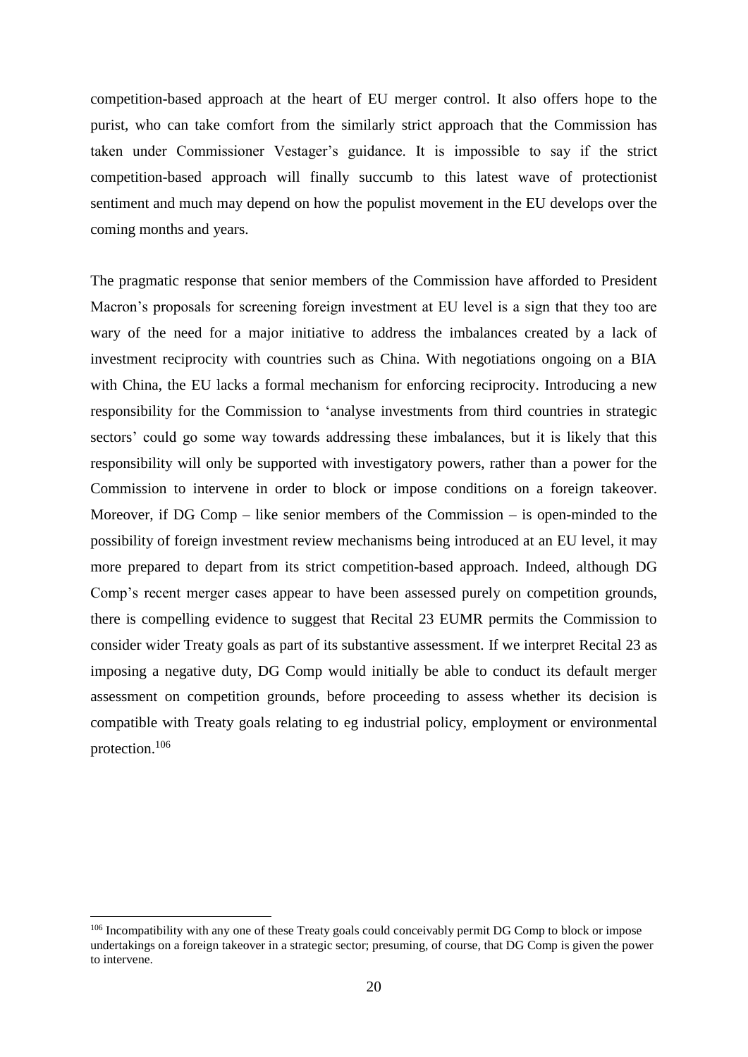competition-based approach at the heart of EU merger control. It also offers hope to the purist, who can take comfort from the similarly strict approach that the Commission has taken under Commissioner Vestager's guidance. It is impossible to say if the strict competition-based approach will finally succumb to this latest wave of protectionist sentiment and much may depend on how the populist movement in the EU develops over the coming months and years.

The pragmatic response that senior members of the Commission have afforded to President Macron's proposals for screening foreign investment at EU level is a sign that they too are wary of the need for a major initiative to address the imbalances created by a lack of investment reciprocity with countries such as China. With negotiations ongoing on a BIA with China, the EU lacks a formal mechanism for enforcing reciprocity. Introducing a new responsibility for the Commission to 'analyse investments from third countries in strategic sectors' could go some way towards addressing these imbalances, but it is likely that this responsibility will only be supported with investigatory powers, rather than a power for the Commission to intervene in order to block or impose conditions on a foreign takeover. Moreover, if DG Comp – like senior members of the Commission – is open-minded to the possibility of foreign investment review mechanisms being introduced at an EU level, it may more prepared to depart from its strict competition-based approach. Indeed, although DG Comp's recent merger cases appear to have been assessed purely on competition grounds, there is compelling evidence to suggest that Recital 23 EUMR permits the Commission to consider wider Treaty goals as part of its substantive assessment. If we interpret Recital 23 as imposing a negative duty, DG Comp would initially be able to conduct its default merger assessment on competition grounds, before proceeding to assess whether its decision is compatible with Treaty goals relating to eg industrial policy, employment or environmental protection.[106]

---

[106] Incompatibility with any one of these Treaty goals could conceivably permit DG Comp to block or impose undertakings on a foreign takeover in a strategic sector; presuming, of course, that DG Comp is given the power to intervene.